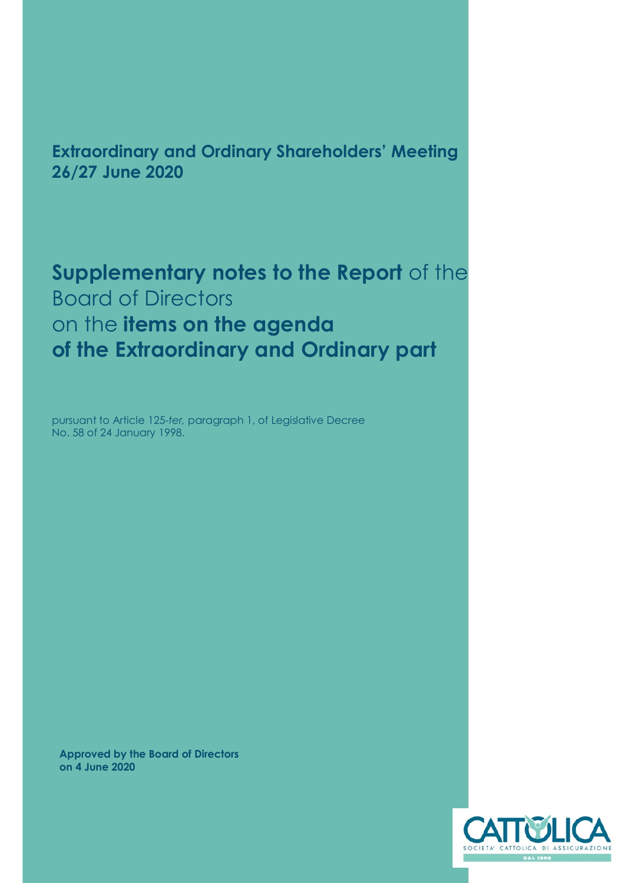**Extraordinary and Ordinary Shareholders' Meeting**
**26/27 June 2020**

# **Supplementary notes to the Report** of the Board of Directors on the **items on the agenda of the Extraordinary and Ordinary part**

pursuant to Article 125-*ter*, paragraph 1, of Legislative Decree No. 58 of 24 January 1998.

**Approved by the Board of Directors on 4 June 2020**

CATTOLICA
SOCIETA' CATTOLICA DI ASSICURAZIONE
DAL 1896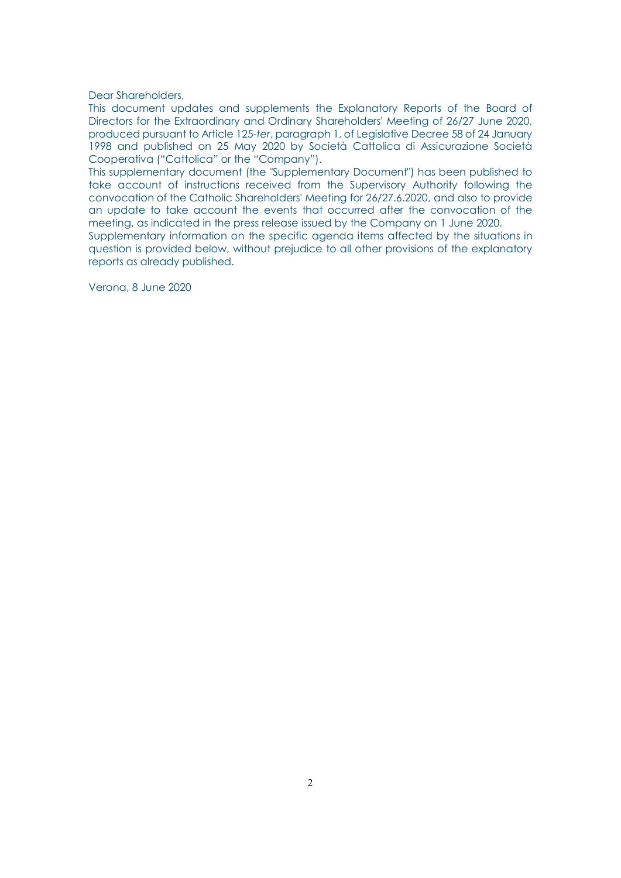Dear Shareholders,

This document updates and supplements the Explanatory Reports of the Board of Directors for the Extraordinary and Ordinary Shareholders' Meeting of 26/27 June 2020, produced pursuant to Article 125-*ter*, paragraph 1, of Legislative Decree 58 of 24 January 1998 and published on 25 May 2020 by Società Cattolica di Assicurazione Società Cooperativa ("Cattolica" or the "Company").

This supplementary document (the "Supplementary Document") has been published to take account of instructions received from the Supervisory Authority following the convocation of the Catholic Shareholders' Meeting for 26/27.6.2020, and also to provide an update to take account the events that occurred after the convocation of the meeting, as indicated in the press release issued by the Company on 1 June 2020.

Supplementary information on the specific agenda items affected by the situations in question is provided below, without prejudice to all other provisions of the explanatory reports as already published.

Verona, 8 June 2020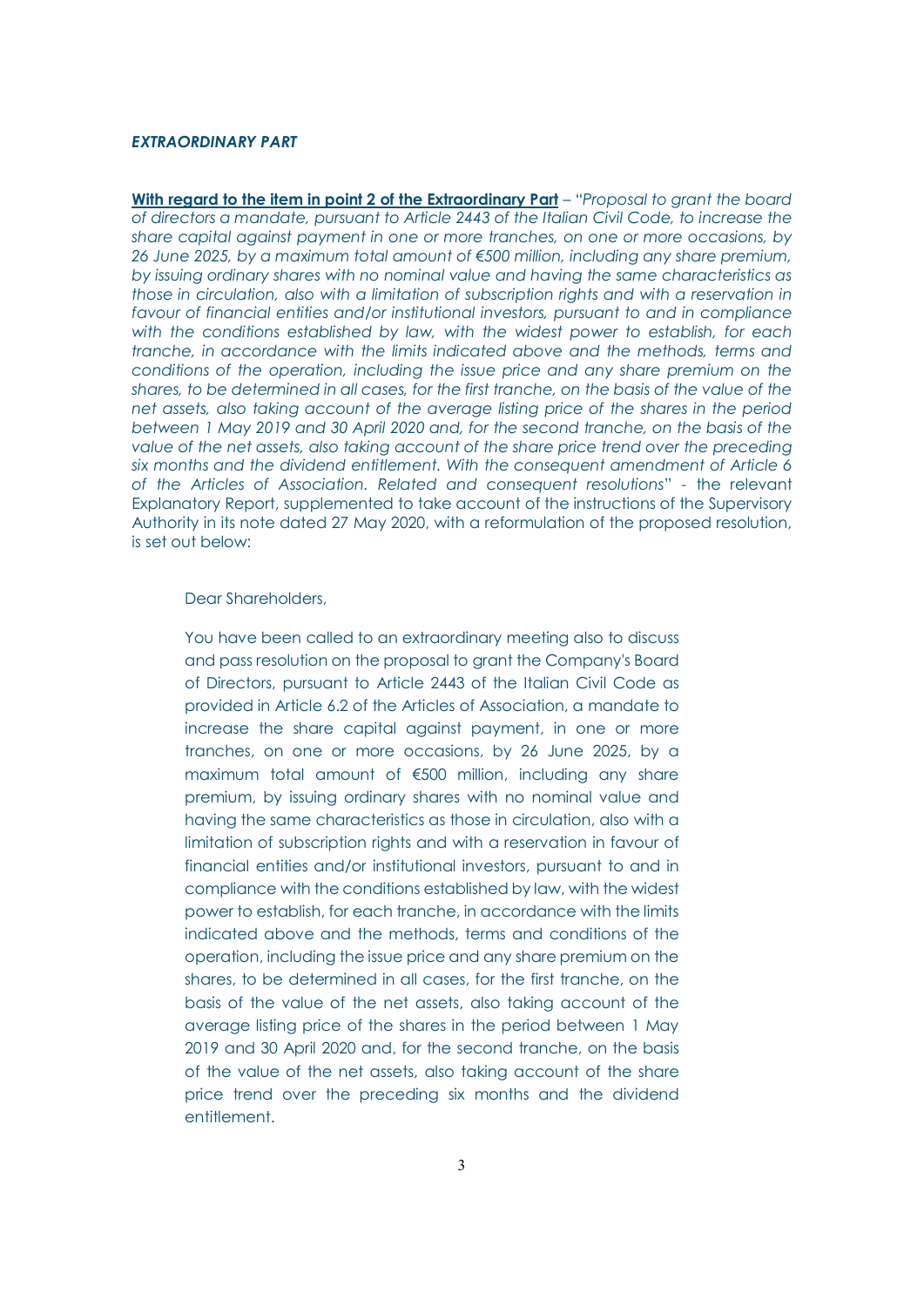***EXTRAORDINARY PART***

**With regard to the item in point 2 of the Extraordinary Part** – "*Proposal to grant the board of directors a mandate, pursuant to Article 2443 of the Italian Civil Code, to increase the share capital against payment in one or more tranches, on one or more occasions, by 26 June 2025, by a maximum total amount of €500 million, including any share premium, by issuing ordinary shares with no nominal value and having the same characteristics as those in circulation, also with a limitation of subscription rights and with a reservation in favour of financial entities and/or institutional investors, pursuant to and in compliance with the conditions established by law, with the widest power to establish, for each tranche, in accordance with the limits indicated above and the methods, terms and conditions of the operation, including the issue price and any share premium on the shares, to be determined in all cases, for the first tranche, on the basis of the value of the net assets, also taking account of the average listing price of the shares in the period between 1 May 2019 and 30 April 2020 and, for the second tranche, on the basis of the value of the net assets, also taking account of the share price trend over the preceding six months and the dividend entitlement. With the consequent amendment of Article 6 of the Articles of Association. Related and consequent resolutions*" - the relevant Explanatory Report, supplemented to take account of the instructions of the Supervisory Authority in its note dated 27 May 2020, with a reformulation of the proposed resolution, is set out below:

Dear Shareholders,

You have been called to an extraordinary meeting also to discuss and pass resolution on the proposal to grant the Company's Board of Directors, pursuant to Article 2443 of the Italian Civil Code as provided in Article 6.2 of the Articles of Association, a mandate to increase the share capital against payment, in one or more tranches, on one or more occasions, by 26 June 2025, by a maximum total amount of €500 million, including any share premium, by issuing ordinary shares with no nominal value and having the same characteristics as those in circulation, also with a limitation of subscription rights and with a reservation in favour of financial entities and/or institutional investors, pursuant to and in compliance with the conditions established by law, with the widest power to establish, for each tranche, in accordance with the limits indicated above and the methods, terms and conditions of the operation, including the issue price and any share premium on the shares, to be determined in all cases, for the first tranche, on the basis of the value of the net assets, also taking account of the average listing price of the shares in the period between 1 May 2019 and 30 April 2020 and, for the second tranche, on the basis of the value of the net assets, also taking account of the share price trend over the preceding six months and the dividend entitlement.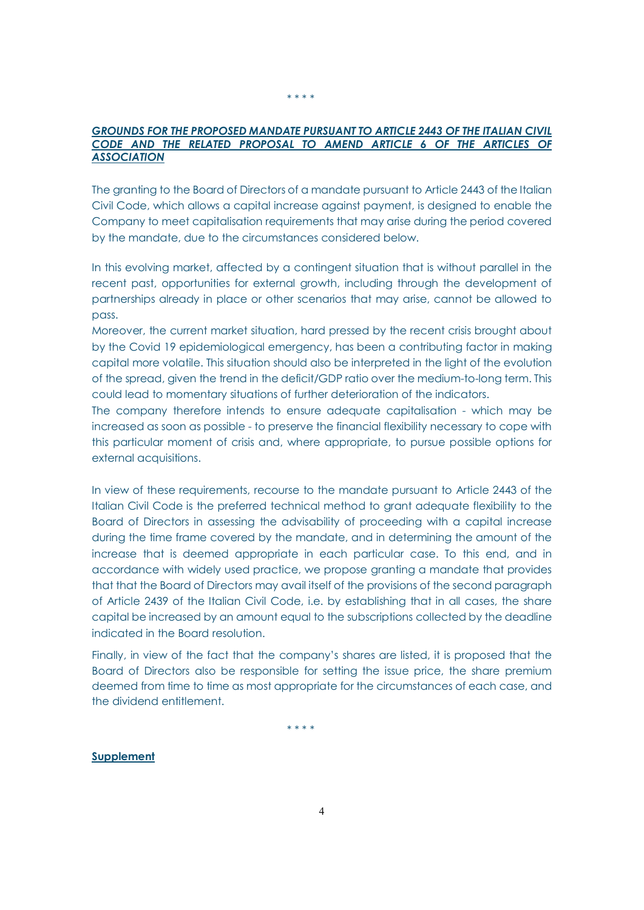\* \* \* \*

***GROUNDS FOR THE PROPOSED MANDATE PURSUANT TO ARTICLE 2443 OF THE ITALIAN CIVIL CODE AND THE RELATED PROPOSAL TO AMEND ARTICLE 6 OF THE ARTICLES OF ASSOCIATION***

The granting to the Board of Directors of a mandate pursuant to Article 2443 of the Italian Civil Code, which allows a capital increase against payment, is designed to enable the Company to meet capitalisation requirements that may arise during the period covered by the mandate, due to the circumstances considered below.

In this evolving market, affected by a contingent situation that is without parallel in the recent past, opportunities for external growth, including through the development of partnerships already in place or other scenarios that may arise, cannot be allowed to pass.

Moreover, the current market situation, hard pressed by the recent crisis brought about by the Covid 19 epidemiological emergency, has been a contributing factor in making capital more volatile. This situation should also be interpreted in the light of the evolution of the spread, given the trend in the deficit/GDP ratio over the medium-to-long term. This could lead to momentary situations of further deterioration of the indicators.

The company therefore intends to ensure adequate capitalisation - which may be increased as soon as possible - to preserve the financial flexibility necessary to cope with this particular moment of crisis and, where appropriate, to pursue possible options for external acquisitions.

In view of these requirements, recourse to the mandate pursuant to Article 2443 of the Italian Civil Code is the preferred technical method to grant adequate flexibility to the Board of Directors in assessing the advisability of proceeding with a capital increase during the time frame covered by the mandate, and in determining the amount of the increase that is deemed appropriate in each particular case. To this end, and in accordance with widely used practice, we propose granting a mandate that provides that that the Board of Directors may avail itself of the provisions of the second paragraph of Article 2439 of the Italian Civil Code, i.e. by establishing that in all cases, the share capital be increased by an amount equal to the subscriptions collected by the deadline indicated in the Board resolution.

Finally, in view of the fact that the company's shares are listed, it is proposed that the Board of Directors also be responsible for setting the issue price, the share premium deemed from time to time as most appropriate for the circumstances of each case, and the dividend entitlement.

\* \* \* \*

**Supplement**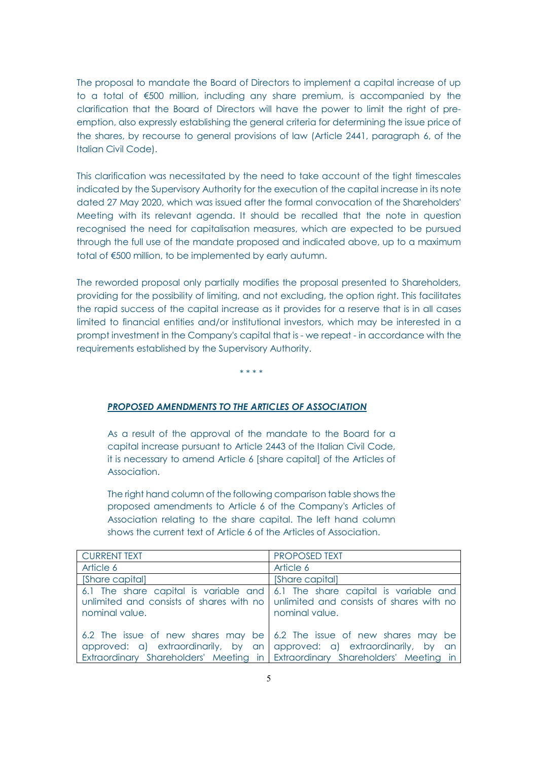The proposal to mandate the Board of Directors to implement a capital increase of up to a total of €500 million, including any share premium, is accompanied by the clarification that the Board of Directors will have the power to limit the right of pre-emption, also expressly establishing the general criteria for determining the issue price of the shares, by recourse to general provisions of law (Article 2441, paragraph 6, of the Italian Civil Code).

This clarification was necessitated by the need to take account of the tight timescales indicated by the Supervisory Authority for the execution of the capital increase in its note dated 27 May 2020, which was issued after the formal convocation of the Shareholders' Meeting with its relevant agenda. It should be recalled that the note in question recognised the need for capitalisation measures, which are expected to be pursued through the full use of the mandate proposed and indicated above, up to a maximum total of €500 million, to be implemented by early autumn.

The reworded proposal only partially modifies the proposal presented to Shareholders, providing for the possibility of limiting, and not excluding, the option right. This facilitates the rapid success of the capital increase as it provides for a reserve that is in all cases limited to financial entities and/or institutional investors, which may be interested in a prompt investment in the Company's capital that is - we repeat - in accordance with the requirements established by the Supervisory Authority.

\* \* \* \*

***PROPOSED AMENDMENTS TO THE ARTICLES OF ASSOCIATION***

As a result of the approval of the mandate to the Board for a capital increase pursuant to Article 2443 of the Italian Civil Code, it is necessary to amend Article 6 [share capital] of the Articles of Association.

The right hand column of the following comparison table shows the proposed amendments to Article 6 of the Company's Articles of Association relating to the share capital. The left hand column shows the current text of Article 6 of the Articles of Association.

| CURRENT TEXT | PROPOSED TEXT |
|---|---|
| Article 6 | Article 6 |
| [Share capital] | [Share capital] |
| 6.1 The share capital is variable and unlimited and consists of shares with no nominal value.<br><br>6.2 The issue of new shares may be approved: a) extraordinarily, by an Extraordinary Shareholders' Meeting in | 6.1 The share capital is variable and unlimited and consists of shares with no nominal value.<br><br>6.2 The issue of new shares may be approved: a) extraordinarily, by an Extraordinary Shareholders' Meeting in |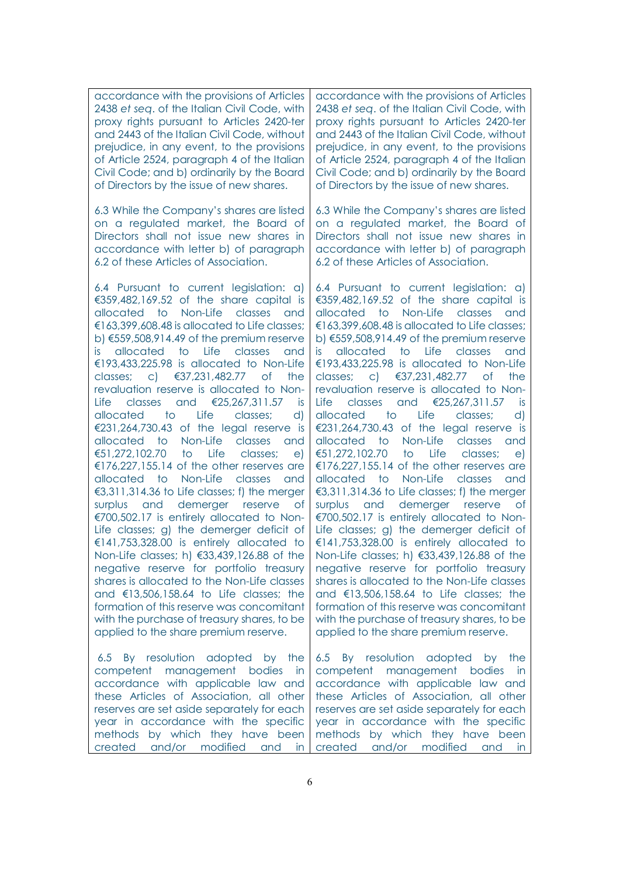| | |
|---|---|
| accordance with the provisions of Articles 2438 *et seq*. of the Italian Civil Code, with proxy rights pursuant to Articles 2420-ter and 2443 of the Italian Civil Code, without prejudice, in any event, to the provisions of Article 2524, paragraph 4 of the Italian Civil Code; and b) ordinarily by the Board of Directors by the issue of new shares. | accordance with the provisions of Articles 2438 *et seq*. of the Italian Civil Code, with proxy rights pursuant to Articles 2420-ter and 2443 of the Italian Civil Code, without prejudice, in any event, to the provisions of Article 2524, paragraph 4 of the Italian Civil Code; and b) ordinarily by the Board of Directors by the issue of new shares. |
| 6.3 While the Company's shares are listed on a regulated market, the Board of Directors shall not issue new shares in accordance with letter b) of paragraph 6.2 of these Articles of Association. | 6.3 While the Company's shares are listed on a regulated market, the Board of Directors shall not issue new shares in accordance with letter b) of paragraph 6.2 of these Articles of Association. |
| 6.4 Pursuant to current legislation: a) €359,482,169.52 of the share capital is allocated to Non-Life classes and €163,399,608.48 is allocated to Life classes; b) €559,508,914.49 of the premium reserve is allocated to Life classes and €193,433,225.98 is allocated to Non-Life classes; c) €37,231,482.77 of the revaluation reserve is allocated to Non-Life classes and €25,267,311.57 is allocated to Life classes; d) €231,264,730.43 of the legal reserve is allocated to Non-Life classes and €51,272,102.70 to Life classes; e) €176,227,155.14 of the other reserves are allocated to Non-Life classes and €3,311,314.36 to Life classes; f) the merger surplus and demerger reserve of €700,502.17 is entirely allocated to Non-Life classes; g) the demerger deficit of €141,753,328.00 is entirely allocated to Non-Life classes; h) €33,439,126.88 of the negative reserve for portfolio treasury shares is allocated to the Non-Life classes and €13,506,158.64 to Life classes; the formation of this reserve was concomitant with the purchase of treasury shares, to be applied to the share premium reserve. | 6.4 Pursuant to current legislation: a) €359,482,169.52 of the share capital is allocated to Non-Life classes and €163,399,608.48 is allocated to Life classes; b) €559,508,914.49 of the premium reserve is allocated to Life classes and €193,433,225.98 is allocated to Non-Life classes; c) €37,231,482.77 of the revaluation reserve is allocated to Non-Life classes and €25,267,311.57 is allocated to Life classes; d) €231,264,730.43 of the legal reserve is allocated to Non-Life classes and €51,272,102.70 to Life classes; e) €176,227,155.14 of the other reserves are allocated to Non-Life classes and €3,311,314.36 to Life classes; f) the merger surplus and demerger reserve of €700,502.17 is entirely allocated to Non-Life classes; g) the demerger deficit of €141,753,328.00 is entirely allocated to Non-Life classes; h) €33,439,126.88 of the negative reserve for portfolio treasury shares is allocated to the Non-Life classes and €13,506,158.64 to Life classes; the formation of this reserve was concomitant with the purchase of treasury shares, to be applied to the share premium reserve. |
| 6.5 By resolution adopted by the competent management bodies in accordance with applicable law and these Articles of Association, all other reserves are set aside separately for each year in accordance with the specific methods by which they have been created and/or modified and in | 6.5 By resolution adopted by the competent management bodies in accordance with applicable law and these Articles of Association, all other reserves are set aside separately for each year in accordance with the specific methods by which they have been created and/or modified and in |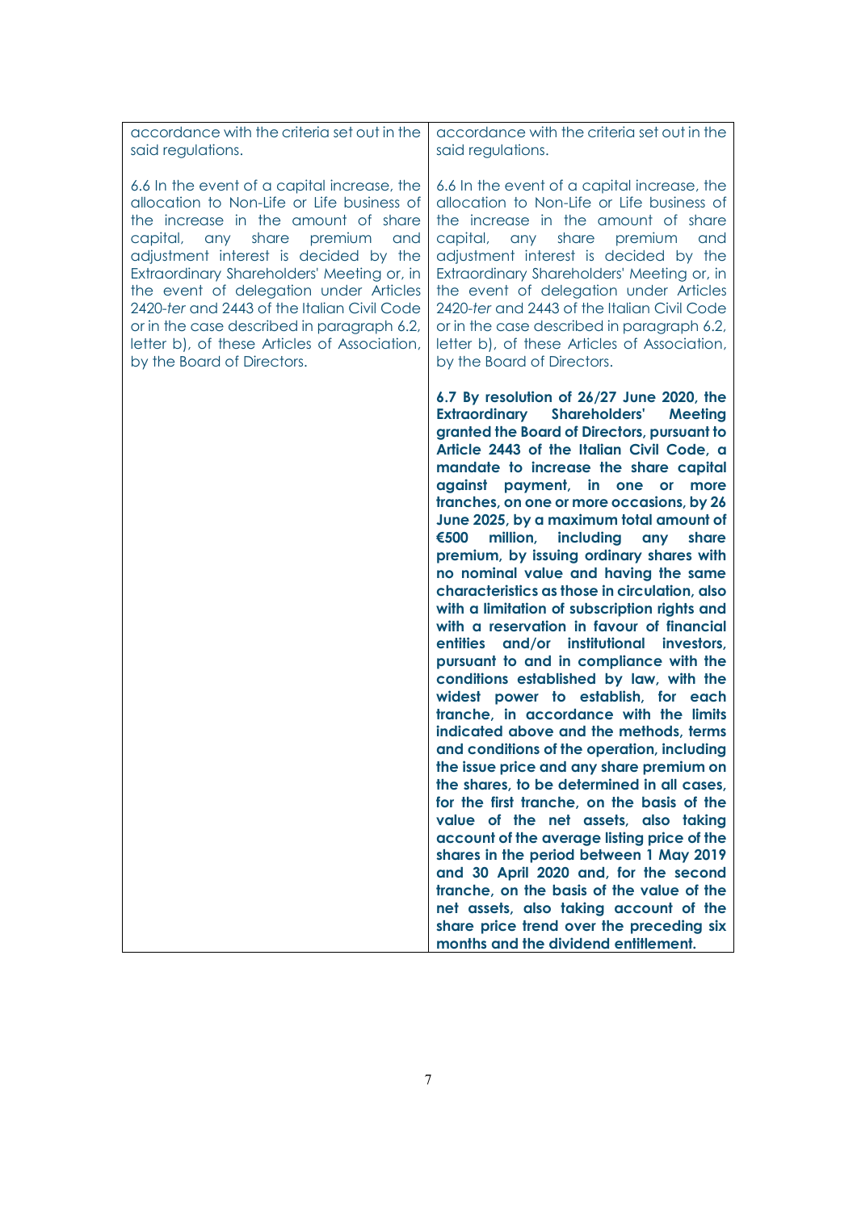| | |
|---|---|
| accordance with the criteria set out in the said regulations.<br><br>6.6 In the event of a capital increase, the allocation to Non-Life or Life business of the increase in the amount of share capital, any share premium and adjustment interest is decided by the Extraordinary Shareholders' Meeting or, in the event of delegation under Articles 2420-*ter* and 2443 of the Italian Civil Code or in the case described in paragraph 6.2, letter b), of these Articles of Association, by the Board of Directors. | accordance with the criteria set out in the said regulations.<br><br>6.6 In the event of a capital increase, the allocation to Non-Life or Life business of the increase in the amount of share capital, any share premium and adjustment interest is decided by the Extraordinary Shareholders' Meeting or, in the event of delegation under Articles 2420-*ter* and 2443 of the Italian Civil Code or in the case described in paragraph 6.2, letter b), of these Articles of Association, by the Board of Directors.<br><br>**6.7 By resolution of 26/27 June 2020, the Extraordinary Shareholders' Meeting granted the Board of Directors, pursuant to Article 2443 of the Italian Civil Code, a mandate to increase the share capital against payment, in one or more tranches, on one or more occasions, by 26 June 2025, by a maximum total amount of €500 million, including any share premium, by issuing ordinary shares with no nominal value and having the same characteristics as those in circulation, also with a limitation of subscription rights and with a reservation in favour of financial entities and/or institutional investors, pursuant to and in compliance with the conditions established by law, with the widest power to establish, for each tranche, in accordance with the limits indicated above and the methods, terms and conditions of the operation, including the issue price and any share premium on the shares, to be determined in all cases, for the first tranche, on the basis of the value of the net assets, also taking account of the average listing price of the shares in the period between 1 May 2019 and 30 April 2020 and, for the second tranche, on the basis of the value of the net assets, also taking account of the share price trend over the preceding six months and the dividend entitlement.** |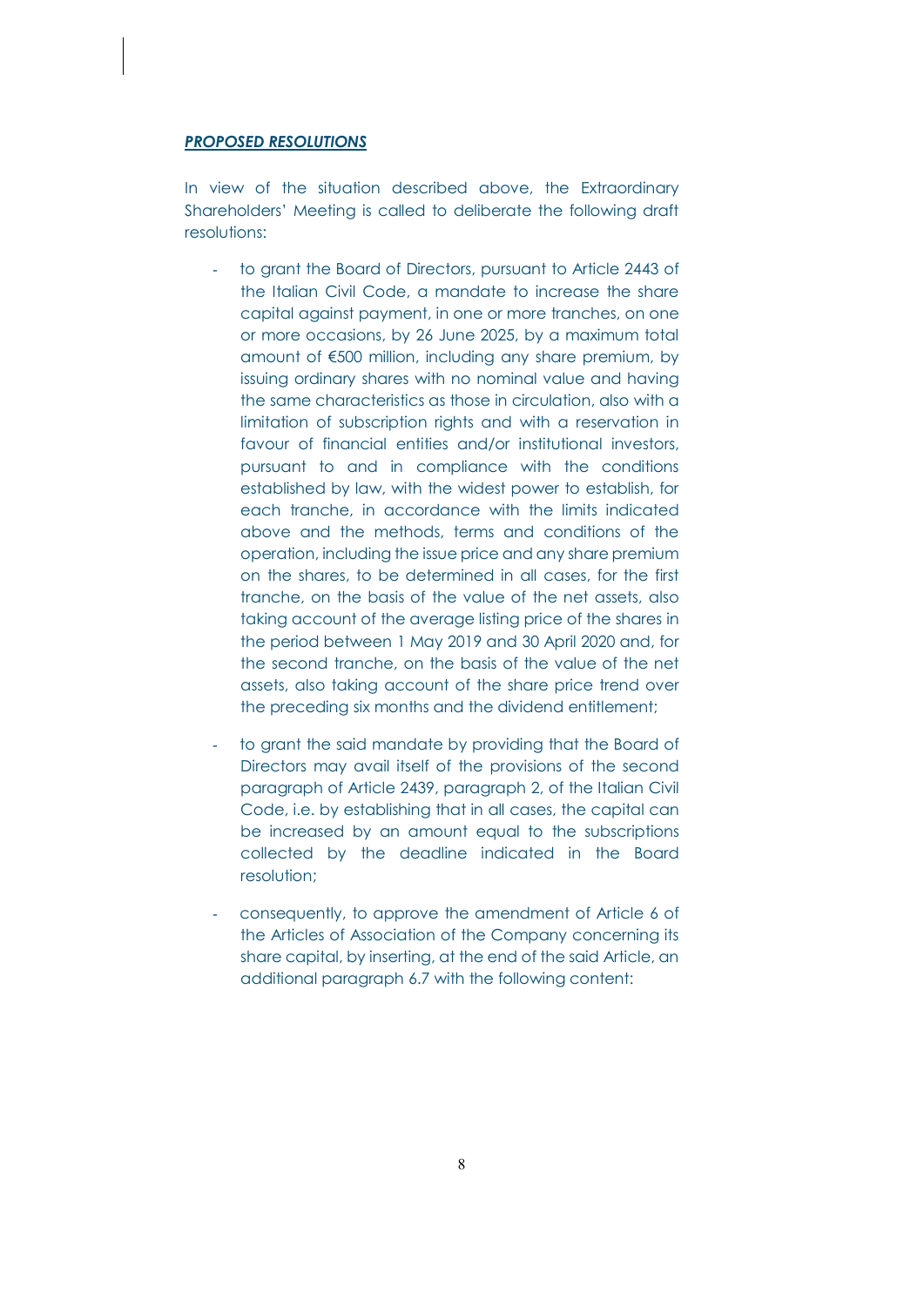***PROPOSED RESOLUTIONS***

In view of the situation described above, the Extraordinary Shareholders' Meeting is called to deliberate the following draft resolutions:

- to grant the Board of Directors, pursuant to Article 2443 of the Italian Civil Code, a mandate to increase the share capital against payment, in one or more tranches, on one or more occasions, by 26 June 2025, by a maximum total amount of €500 million, including any share premium, by issuing ordinary shares with no nominal value and having the same characteristics as those in circulation, also with a limitation of subscription rights and with a reservation in favour of financial entities and/or institutional investors, pursuant to and in compliance with the conditions established by law, with the widest power to establish, for each tranche, in accordance with the limits indicated above and the methods, terms and conditions of the operation, including the issue price and any share premium on the shares, to be determined in all cases, for the first tranche, on the basis of the value of the net assets, also taking account of the average listing price of the shares in the period between 1 May 2019 and 30 April 2020 and, for the second tranche, on the basis of the value of the net assets, also taking account of the share price trend over the preceding six months and the dividend entitlement;

- to grant the said mandate by providing that the Board of Directors may avail itself of the provisions of the second paragraph of Article 2439, paragraph 2, of the Italian Civil Code, i.e. by establishing that in all cases, the capital can be increased by an amount equal to the subscriptions collected by the deadline indicated in the Board resolution;

- consequently, to approve the amendment of Article 6 of the Articles of Association of the Company concerning its share capital, by inserting, at the end of the said Article, an additional paragraph 6.7 with the following content: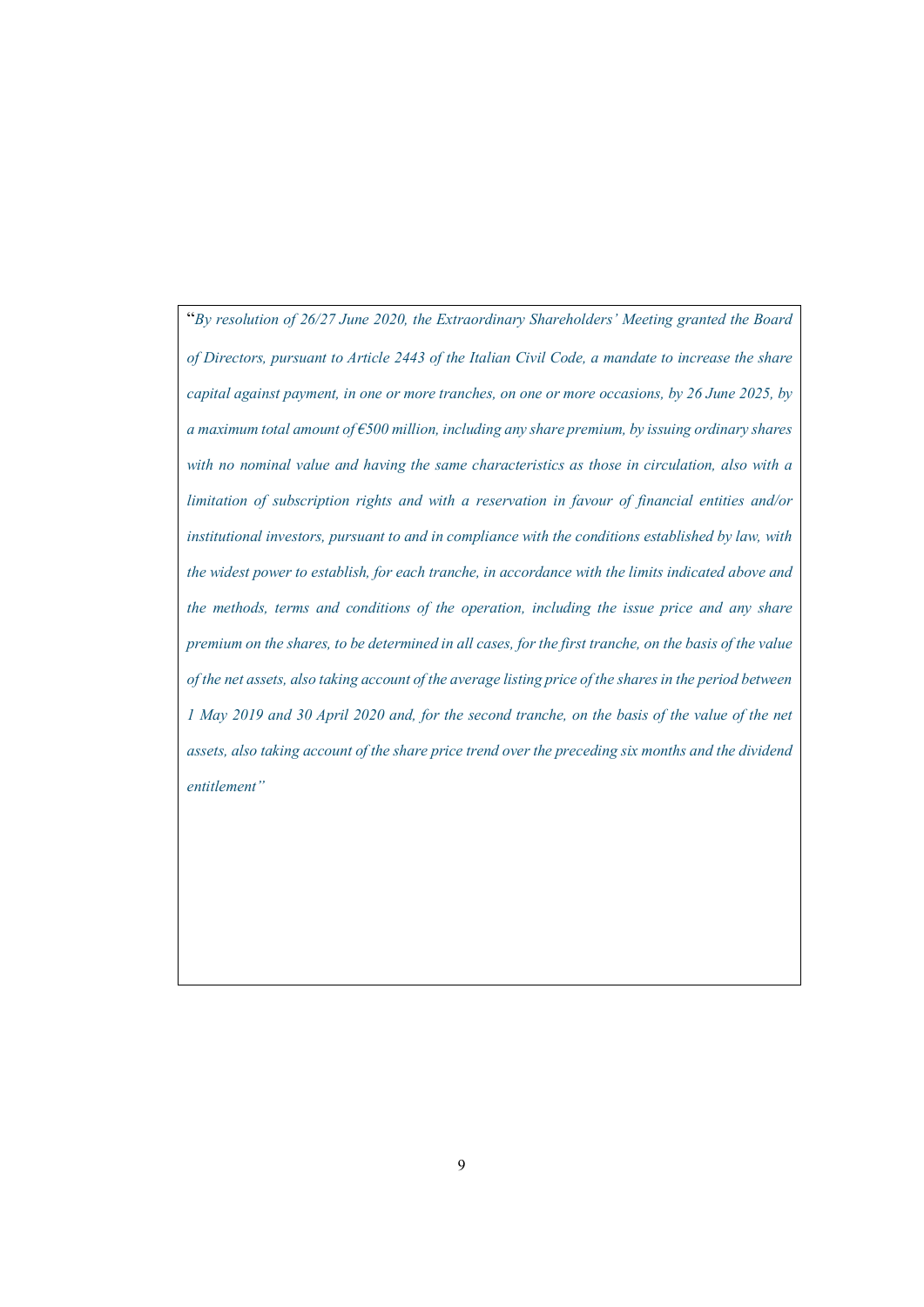"*By resolution of 26/27 June 2020, the Extraordinary Shareholders' Meeting granted the Board of Directors, pursuant to Article 2443 of the Italian Civil Code, a mandate to increase the share capital against payment, in one or more tranches, on one or more occasions, by 26 June 2025, by a maximum total amount of €500 million, including any share premium, by issuing ordinary shares with no nominal value and having the same characteristics as those in circulation, also with a limitation of subscription rights and with a reservation in favour of financial entities and/or institutional investors, pursuant to and in compliance with the conditions established by law, with the widest power to establish, for each tranche, in accordance with the limits indicated above and the methods, terms and conditions of the operation, including the issue price and any share premium on the shares, to be determined in all cases, for the first tranche, on the basis of the value of the net assets, also taking account of the average listing price of the shares in the period between 1 May 2019 and 30 April 2020 and, for the second tranche, on the basis of the value of the net assets, also taking account of the share price trend over the preceding six months and the dividend entitlement*"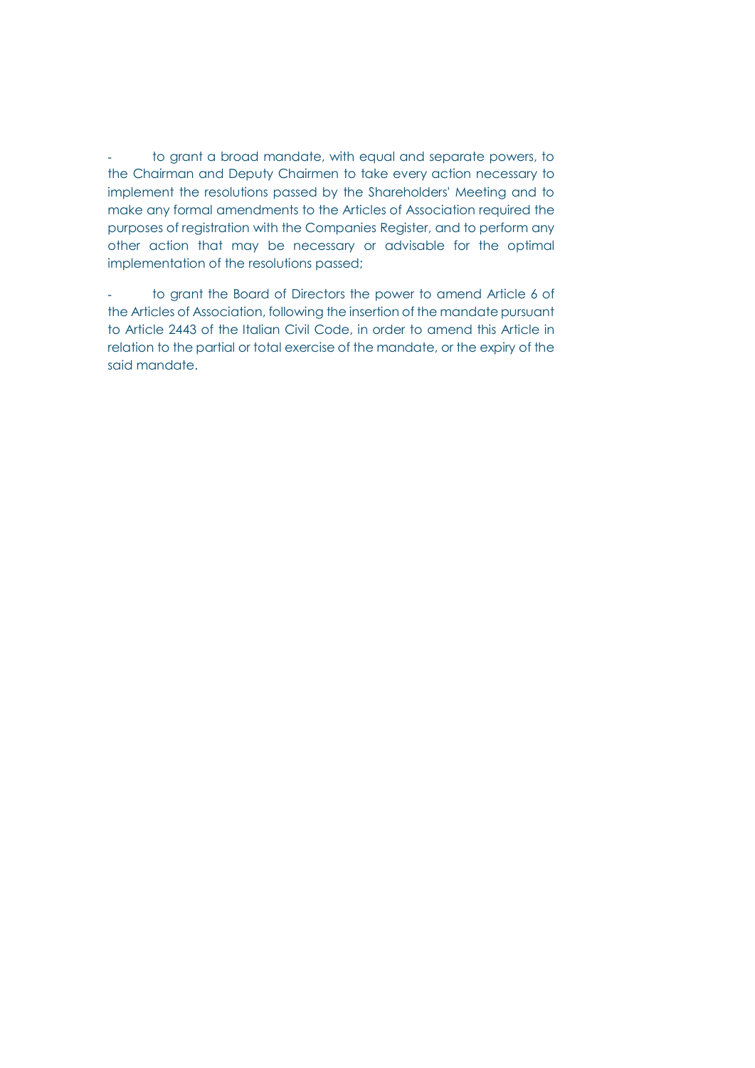- to grant a broad mandate, with equal and separate powers, to the Chairman and Deputy Chairmen to take every action necessary to implement the resolutions passed by the Shareholders' Meeting and to make any formal amendments to the Articles of Association required the purposes of registration with the Companies Register, and to perform any other action that may be necessary or advisable for the optimal implementation of the resolutions passed;

- to grant the Board of Directors the power to amend Article 6 of the Articles of Association, following the insertion of the mandate pursuant to Article 2443 of the Italian Civil Code, in order to amend this Article in relation to the partial or total exercise of the mandate, or the expiry of the said mandate.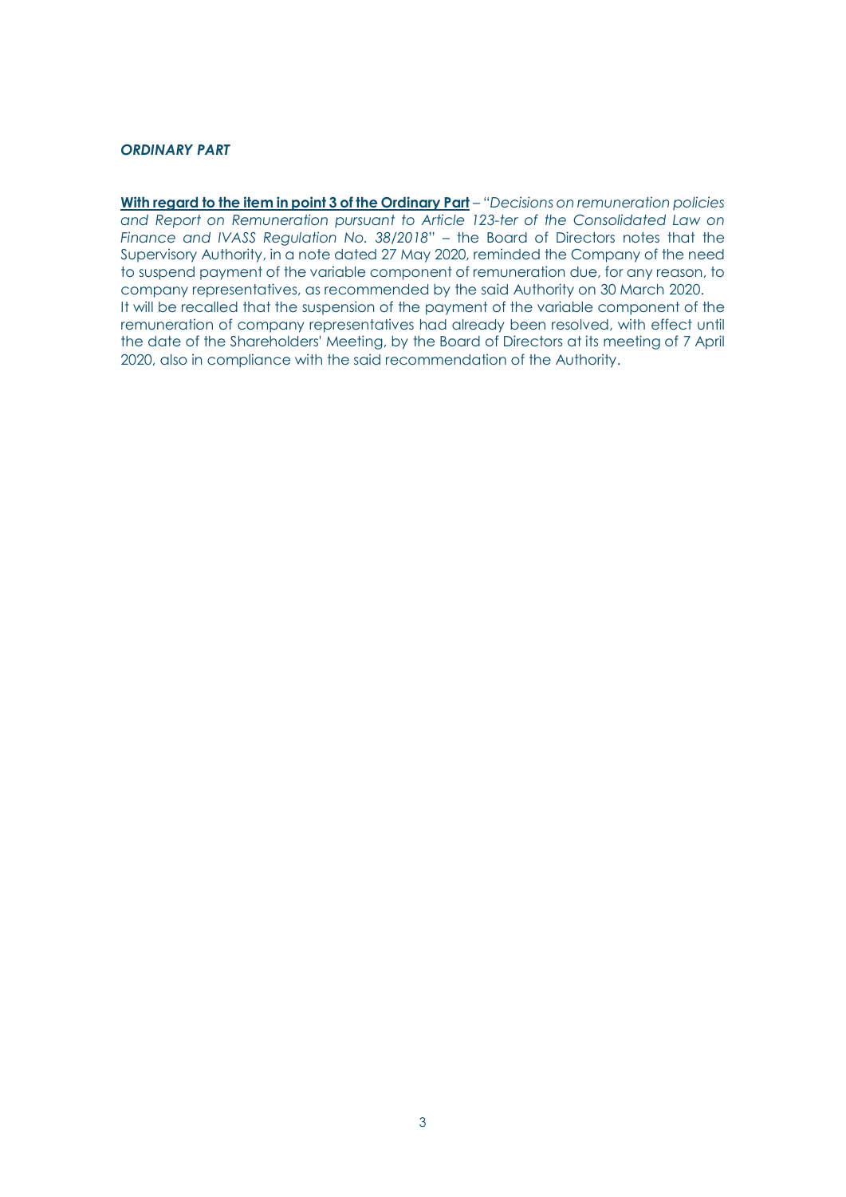***ORDINARY PART***

**<u>With regard to the item in point 3 of the Ordinary Part</u>** – "*Decisions on remuneration policies and Report on Remuneration pursuant to Article 123-ter of the Consolidated Law on Finance and IVASS Regulation No. 38/2018*" – the Board of Directors notes that the Supervisory Authority, in a note dated 27 May 2020, reminded the Company of the need to suspend payment of the variable component of remuneration due, for any reason, to company representatives, as recommended by the said Authority on 30 March 2020.

It will be recalled that the suspension of the payment of the variable component of the remuneration of company representatives had already been resolved, with effect until the date of the Shareholders' Meeting, by the Board of Directors at its meeting of 7 April 2020, also in compliance with the said recommendation of the Authority.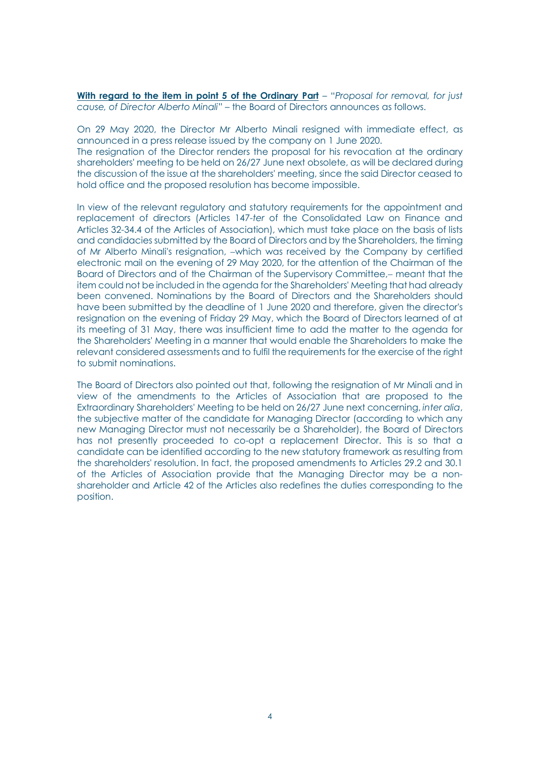**With regard to the item in point 5 of the Ordinary Part** – "*Proposal for removal, for just cause, of Director Alberto Minali*" – the Board of Directors announces as follows.

On 29 May 2020, the Director Mr Alberto Minali resigned with immediate effect, as announced in a press release issued by the company on 1 June 2020.
The resignation of the Director renders the proposal for his revocation at the ordinary shareholders' meeting to be held on 26/27 June next obsolete, as will be declared during the discussion of the issue at the shareholders' meeting, since the said Director ceased to hold office and the proposed resolution has become impossible.

In view of the relevant regulatory and statutory requirements for the appointment and replacement of directors (Articles 147-*ter* of the Consolidated Law on Finance and Articles 32-34.4 of the Articles of Association), which must take place on the basis of lists and candidacies submitted by the Board of Directors and by the Shareholders, the timing of Mr Alberto Minali's resignation, –which was received by the Company by certified electronic mail on the evening of 29 May 2020, for the attention of the Chairman of the Board of Directors and of the Chairman of the Supervisory Committee,– meant that the item could not be included in the agenda for the Shareholders' Meeting that had already been convened. Nominations by the Board of Directors and the Shareholders should have been submitted by the deadline of 1 June 2020 and therefore, given the director's resignation on the evening of Friday 29 May, which the Board of Directors learned of at its meeting of 31 May, there was insufficient time to add the matter to the agenda for the Shareholders' Meeting in a manner that would enable the Shareholders to make the relevant considered assessments and to fulfil the requirements for the exercise of the right to submit nominations.

The Board of Directors also pointed out that, following the resignation of Mr Minali and in view of the amendments to the Articles of Association that are proposed to the Extraordinary Shareholders' Meeting to be held on 26/27 June next concerning, *inter alia*, the subjective matter of the candidate for Managing Director (according to which any new Managing Director must not necessarily be a Shareholder), the Board of Directors has not presently proceeded to co-opt a replacement Director. This is so that a candidate can be identified according to the new statutory framework as resulting from the shareholders' resolution. In fact, the proposed amendments to Articles 29.2 and 30.1 of the Articles of Association provide that the Managing Director may be a non-shareholder and Article 42 of the Articles also redefines the duties corresponding to the position.